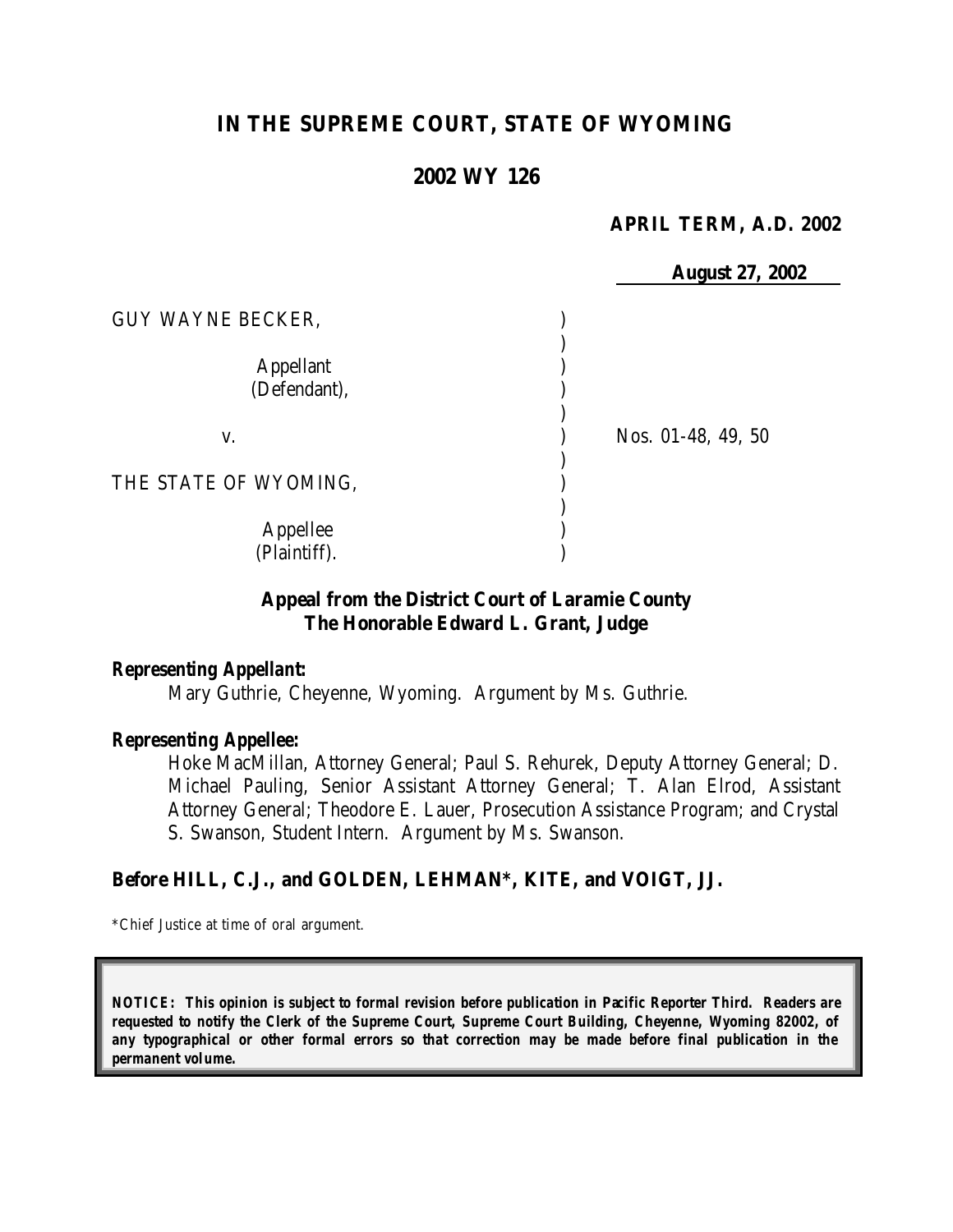# IN THE SUPREME COURT, STATE OF WYOMING

## 2002 WY 126

**APRIL TERM, A.D. 2002**

**August 27, 2002**

GUY WAYNE BECKER,

Appellant
(Defendant),

v.

THE STATE OF WYOMING,

Appellee
(Plaintiff).

Nos. 01-48, 49, 50

**Appeal from the District Court of Laramie County**
**The Honorable Edward L. Grant, Judge**

***Representing Appellant:***

Mary Guthrie, Cheyenne, Wyoming. Argument by Ms. Guthrie.

***Representing Appellee:***

Hoke MacMillan, Attorney General; Paul S. Rehurek, Deputy Attorney General; D. Michael Pauling, Senior Assistant Attorney General; T. Alan Elrod, Assistant Attorney General; Theodore E. Lauer, Prosecution Assistance Program; and Crystal S. Swanson, Student Intern. Argument by Ms. Swanson.

**Before HILL, C.J., and GOLDEN, LEHMAN\*, KITE, and VOIGT, JJ.**

\*Chief Justice at time of oral argument.

***NOTICE: This opinion is subject to formal revision before publication in Pacific Reporter Third. Readers are requested to notify the Clerk of the Supreme Court, Supreme Court Building, Cheyenne, Wyoming 82002, of any typographical or other formal errors so that correction may be made before final publication in the permanent volume.***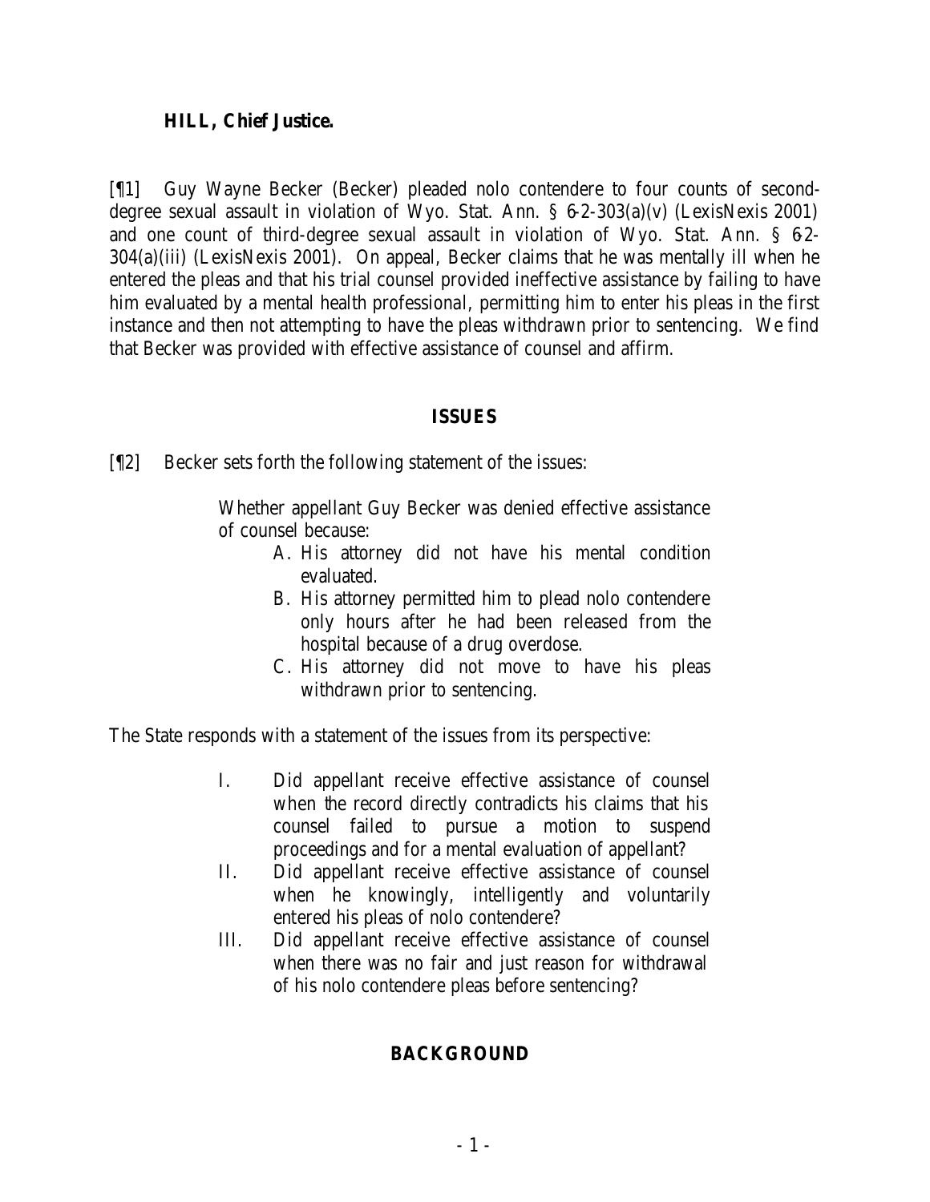**HILL, Chief Justice.**

[¶1] Guy Wayne Becker (Becker) pleaded nolo contendere to four counts of second-degree sexual assault in violation of Wyo. Stat. Ann. § 6-2-303(a)(v) (LexisNexis 2001) and one count of third-degree sexual assault in violation of Wyo. Stat. Ann. § 6-2-304(a)(iii) (LexisNexis 2001). On appeal, Becker claims that he was mentally ill when he entered the pleas and that his trial counsel provided ineffective assistance by failing to have him evaluated by a mental health professional, permitting him to enter his pleas in the first instance and then not attempting to have the pleas withdrawn prior to sentencing. We find that Becker was provided with effective assistance of counsel and affirm.

## ISSUES

[¶2] Becker sets forth the following statement of the issues:

> Whether appellant Guy Becker was denied effective assistance of counsel because:
>
> A. His attorney did not have his mental condition evaluated.
>
> B. His attorney permitted him to plead nolo contendere only hours after he had been released from the hospital because of a drug overdose.
>
> C. His attorney did not move to have his pleas withdrawn prior to sentencing.

The State responds with a statement of the issues from its perspective:

> I. Did appellant receive effective assistance of counsel when the record directly contradicts his claims that his counsel failed to pursue a motion to suspend proceedings and for a mental evaluation of appellant?
>
> II. Did appellant receive effective assistance of counsel when he knowingly, intelligently and voluntarily entered his pleas of nolo contendere?
>
> III. Did appellant receive effective assistance of counsel when there was no fair and just reason for withdrawal of his nolo contendere pleas before sentencing?

## BACKGROUND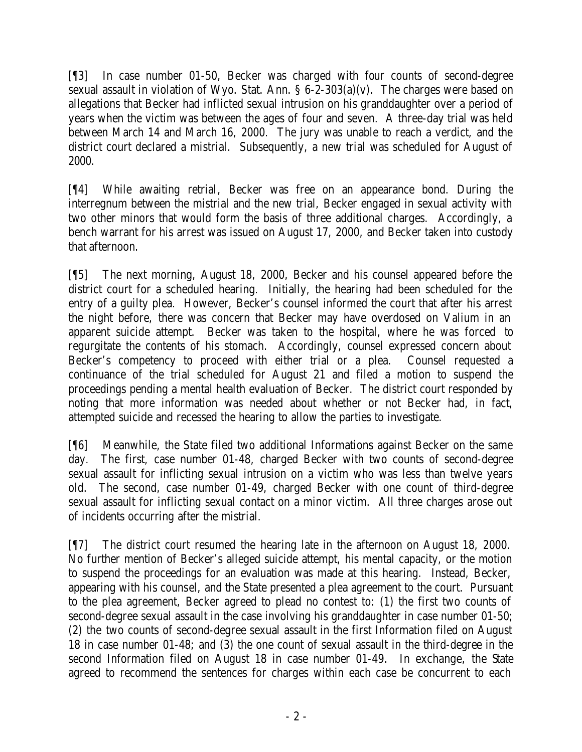[¶3] In case number 01-50, Becker was charged with four counts of second-degree sexual assault in violation of Wyo. Stat. Ann. § 6-2-303(a)(v). The charges were based on allegations that Becker had inflicted sexual intrusion on his granddaughter over a period of years when the victim was between the ages of four and seven. A three-day trial was held between March 14 and March 16, 2000. The jury was unable to reach a verdict, and the district court declared a mistrial. Subsequently, a new trial was scheduled for August of 2000.

[¶4] While awaiting retrial, Becker was free on an appearance bond. During the interregnum between the mistrial and the new trial, Becker engaged in sexual activity with two other minors that would form the basis of three additional charges. Accordingly, a bench warrant for his arrest was issued on August 17, 2000, and Becker taken into custody that afternoon.

[¶5] The next morning, August 18, 2000, Becker and his counsel appeared before the district court for a scheduled hearing. Initially, the hearing had been scheduled for the entry of a guilty plea. However, Becker's counsel informed the court that after his arrest the night before, there was concern that Becker may have overdosed on Valium in an apparent suicide attempt. Becker was taken to the hospital, where he was forced to regurgitate the contents of his stomach. Accordingly, counsel expressed concern about Becker's competency to proceed with either trial or a plea. Counsel requested a continuance of the trial scheduled for August 21 and filed a motion to suspend the proceedings pending a mental health evaluation of Becker. The district court responded by noting that more information was needed about whether or not Becker had, in fact, attempted suicide and recessed the hearing to allow the parties to investigate.

[¶6] Meanwhile, the State filed two additional Informations against Becker on the same day. The first, case number 01-48, charged Becker with two counts of second-degree sexual assault for inflicting sexual intrusion on a victim who was less than twelve years old. The second, case number 01-49, charged Becker with one count of third-degree sexual assault for inflicting sexual contact on a minor victim. All three charges arose out of incidents occurring after the mistrial.

[¶7] The district court resumed the hearing late in the afternoon on August 18, 2000. No further mention of Becker's alleged suicide attempt, his mental capacity, or the motion to suspend the proceedings for an evaluation was made at this hearing. Instead, Becker, appearing with his counsel, and the State presented a plea agreement to the court. Pursuant to the plea agreement, Becker agreed to plead no contest to: (1) the first two counts of second-degree sexual assault in the case involving his granddaughter in case number 01-50; (2) the two counts of second-degree sexual assault in the first Information filed on August 18 in case number 01-48; and (3) the one count of sexual assault in the third-degree in the second Information filed on August 18 in case number 01-49. In exchange, the State agreed to recommend the sentences for charges within each case be concurrent to each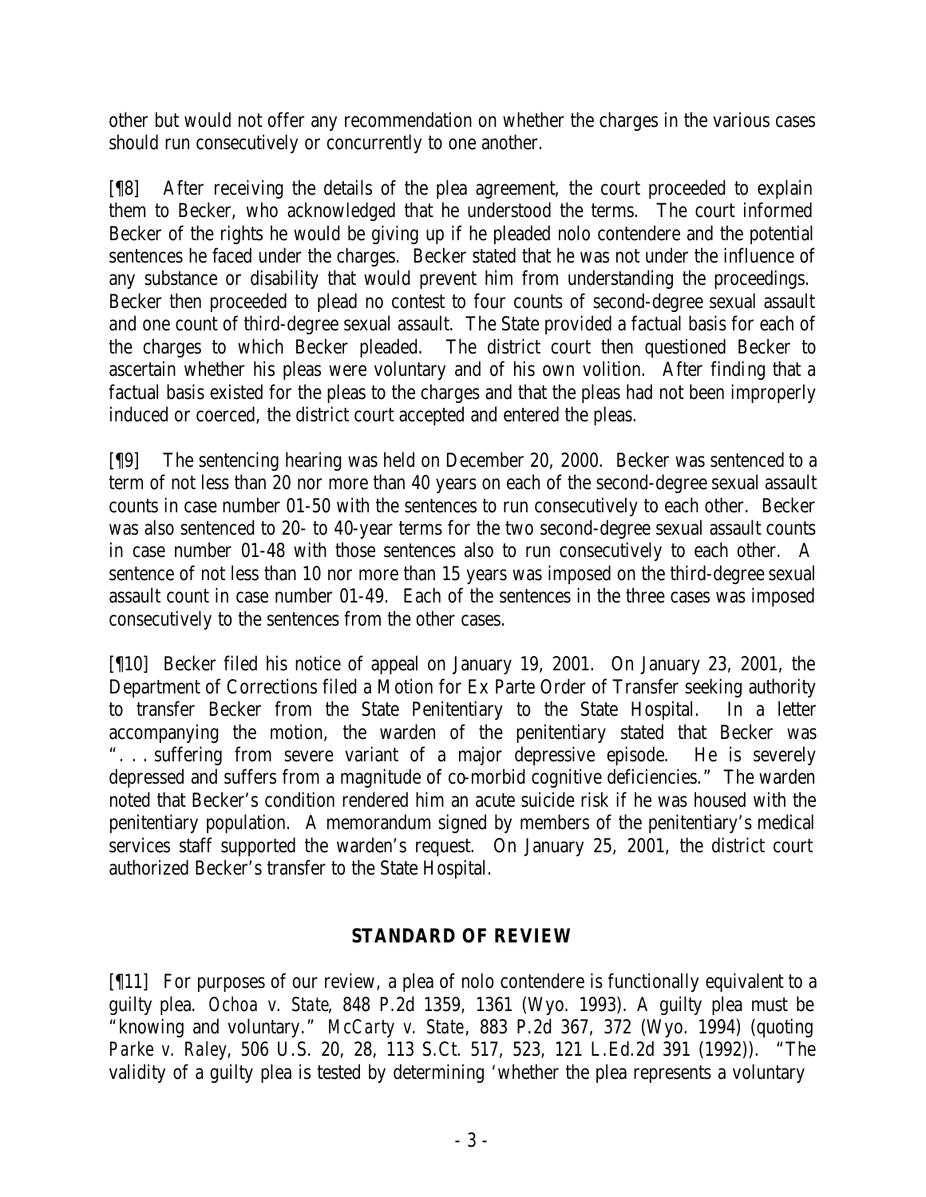other but would not offer any recommendation on whether the charges in the various cases should run consecutively or concurrently to one another.

[¶8] After receiving the details of the plea agreement, the court proceeded to explain them to Becker, who acknowledged that he understood the terms. The court informed Becker of the rights he would be giving up if he pleaded nolo contendere and the potential sentences he faced under the charges. Becker stated that he was not under the influence of any substance or disability that would prevent him from understanding the proceedings. Becker then proceeded to plead no contest to four counts of second-degree sexual assault and one count of third-degree sexual assault. The State provided a factual basis for each of the charges to which Becker pleaded. The district court then questioned Becker to ascertain whether his pleas were voluntary and of his own volition. After finding that a factual basis existed for the pleas to the charges and that the pleas had not been improperly induced or coerced, the district court accepted and entered the pleas.

[¶9] The sentencing hearing was held on December 20, 2000. Becker was sentenced to a term of not less than 20 nor more than 40 years on each of the second-degree sexual assault counts in case number 01-50 with the sentences to run consecutively to each other. Becker was also sentenced to 20- to 40-year terms for the two second-degree sexual assault counts in case number 01-48 with those sentences also to run consecutively to each other. A sentence of not less than 10 nor more than 15 years was imposed on the third-degree sexual assault count in case number 01-49. Each of the sentences in the three cases was imposed consecutively to the sentences from the other cases.

[¶10] Becker filed his notice of appeal on January 19, 2001. On January 23, 2001, the Department of Corrections filed a Motion for Ex Parte Order of Transfer seeking authority to transfer Becker from the State Penitentiary to the State Hospital. In a letter accompanying the motion, the warden of the penitentiary stated that Becker was ". . . suffering from severe variant of a major depressive episode. He is severely depressed and suffers from a magnitude of co-morbid cognitive deficiencies." The warden noted that Becker's condition rendered him an acute suicide risk if he was housed with the penitentiary population. A memorandum signed by members of the penitentiary's medical services staff supported the warden's request. On January 25, 2001, the district court authorized Becker's transfer to the State Hospital.

## STANDARD OF REVIEW

[¶11] For purposes of our review, a plea of nolo contendere is functionally equivalent to a guilty plea. *Ochoa v. State*, 848 P.2d 1359, 1361 (Wyo. 1993). A guilty plea must be "knowing and voluntary." *McCarty v. State*, 883 P.2d 367, 372 (Wyo. 1994) (quoting *Parke v. Raley*, 506 U.S. 20, 28, 113 S.Ct. 517, 523, 121 L.Ed.2d 391 (1992)). "The validity of a guilty plea is tested by determining 'whether the plea represents a voluntary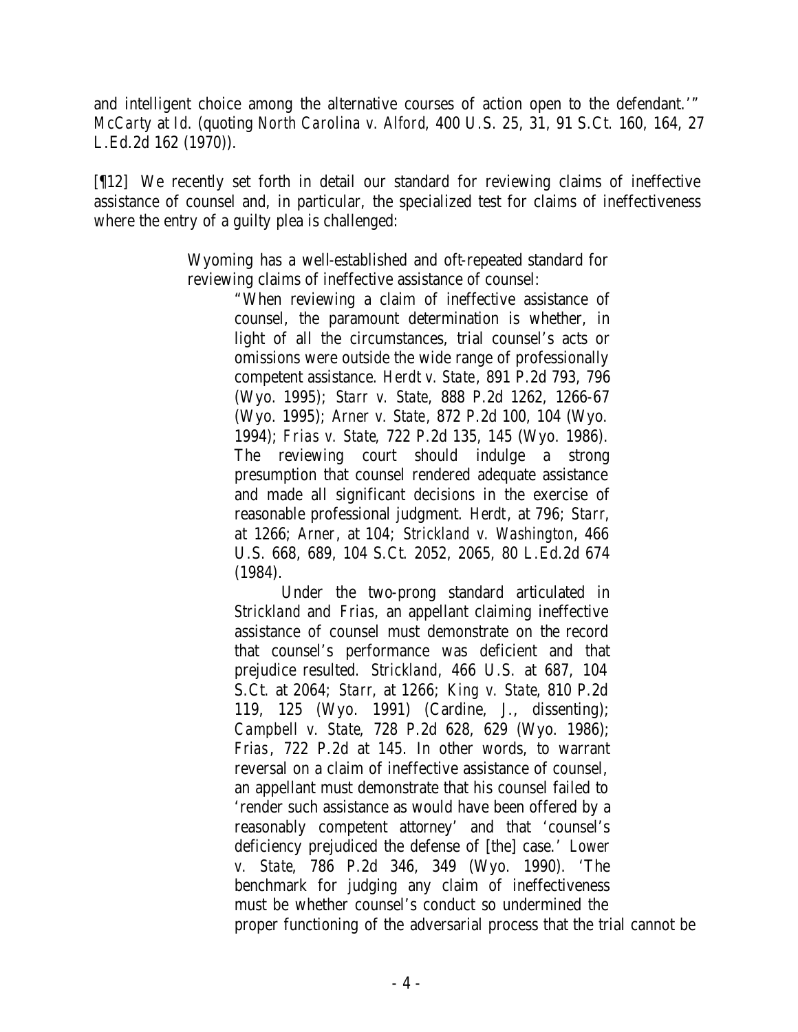and intelligent choice among the alternative courses of action open to the defendant.'" *McCarty* at *Id.* (quoting *North Carolina v. Alford*, 400 U.S. 25, 31, 91 S.Ct. 160, 164, 27 L.Ed.2d 162 (1970)).

[¶12] We recently set forth in detail our standard for reviewing claims of ineffective assistance of counsel and, in particular, the specialized test for claims of ineffectiveness where the entry of a guilty plea is challenged:

> Wyoming has a well-established and oft-repeated standard for reviewing claims of ineffective assistance of counsel:
>
> > "When reviewing a claim of ineffective assistance of counsel, the paramount determination is whether, in light of all the circumstances, trial counsel's acts or omissions were outside the wide range of professionally competent assistance. *Herdt v. State*, 891 P.2d 793, 796 (Wyo. 1995); *Starr v. State*, 888 P.2d 1262, 1266-67 (Wyo. 1995); *Arner v. State*, 872 P.2d 100, 104 (Wyo. 1994); *Frias v. State*, 722 P.2d 135, 145 (Wyo. 1986). The reviewing court should indulge a strong presumption that counsel rendered adequate assistance and made all significant decisions in the exercise of reasonable professional judgment. *Herdt*, at 796; *Starr*, at 1266; *Arner*, at 104; *Strickland v. Washington*, 466 U.S. 668, 689, 104 S.Ct. 2052, 2065, 80 L.Ed.2d 674 (1984).
> >
> > Under the two-prong standard articulated in *Strickland* and *Frias*, an appellant claiming ineffective assistance of counsel must demonstrate on the record that counsel's performance was deficient and that prejudice resulted. *Strickland*, 466 U.S. at 687, 104 S.Ct. at 2064; *Starr*, at 1266; *King v. State*, 810 P.2d 119, 125 (Wyo. 1991) (Cardine, J., dissenting); *Campbell v. State*, 728 P.2d 628, 629 (Wyo. 1986); *Frias*, 722 P.2d at 145. In other words, to warrant reversal on a claim of ineffective assistance of counsel, an appellant must demonstrate that his counsel failed to 'render such assistance as would have been offered by a reasonably competent attorney' and that 'counsel's deficiency prejudiced the defense of [the] case.' *Lower v. State*, 786 P.2d 346, 349 (Wyo. 1990). 'The benchmark for judging any claim of ineffectiveness must be whether counsel's conduct so undermined the proper functioning of the adversarial process that the trial cannot be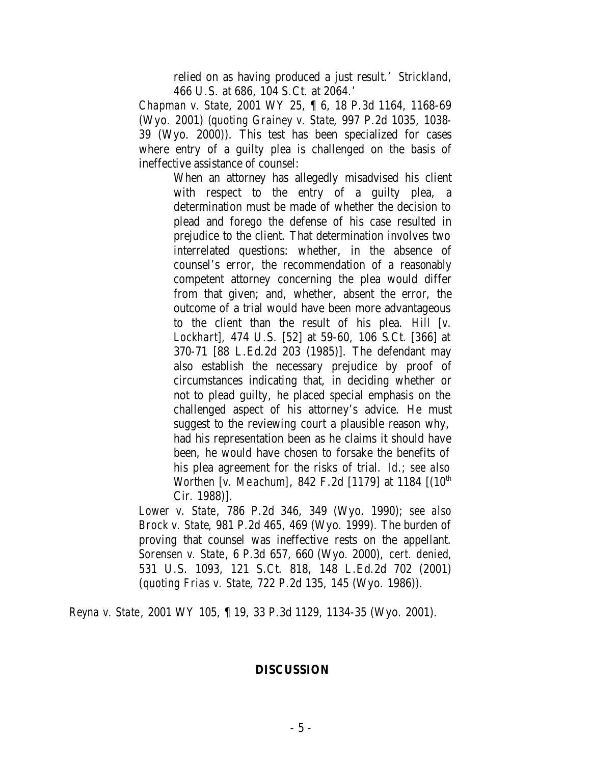> > relied on as having produced a just result.' *Strickland*, 466 U.S. at 686, 104 S.Ct. at 2064.'
>
> *Chapman v. State*, 2001 WY 25, ¶ 6, 18 P.3d 1164, 1168-69 (Wyo. 2001) (*quoting Grainey v. State*, 997 P.2d 1035, 1038-39 (Wyo. 2000)). This test has been specialized for cases where entry of a guilty plea is challenged on the basis of ineffective assistance of counsel:
>
> > When an attorney has allegedly misadvised his client with respect to the entry of a guilty plea, a determination must be made of whether the decision to plead and forego the defense of his case resulted in prejudice to the client. That determination involves two interrelated questions: whether, in the absence of counsel's error, the recommendation of a reasonably competent attorney concerning the plea would differ from that given; and, whether, absent the error, the outcome of a trial would have been more advantageous to the client than the result of his plea. *Hill [v. Lockhart]*, 474 U.S. [52] at 59-60, 106 S.Ct. [366] at 370-71 [88 L.Ed.2d 203 (1985)]. The defendant may also establish the necessary prejudice by proof of circumstances indicating that, in deciding whether or not to plead guilty, he placed special emphasis on the challenged aspect of his attorney's advice. He must suggest to the reviewing court a plausible reason why, had his representation been as he claims it should have been, he would have chosen to forsake the benefits of his plea agreement for the risks of trial. *Id.*; *see also Worthen [v. Meachum]*, 842 F.2d [1179] at 1184 [(10th Cir. 1988)].
>
> *Lower v. State*, 786 P.2d 346, 349 (Wyo. 1990); *see also Brock v. State*, 981 P.2d 465, 469 (Wyo. 1999). The burden of proving that counsel was ineffective rests on the appellant. *Sorensen v. State*, 6 P.3d 657, 660 (Wyo. 2000), *cert. denied*, 531 U.S. 1093, 121 S.Ct. 818, 148 L.Ed.2d 702 (2001) (*quoting Frias v. State*, 722 P.2d 135, 145 (Wyo. 1986)).

*Reyna v. State*, 2001 WY 105, ¶ 19, 33 P.3d 1129, 1134-35 (Wyo. 2001).

## DISCUSSION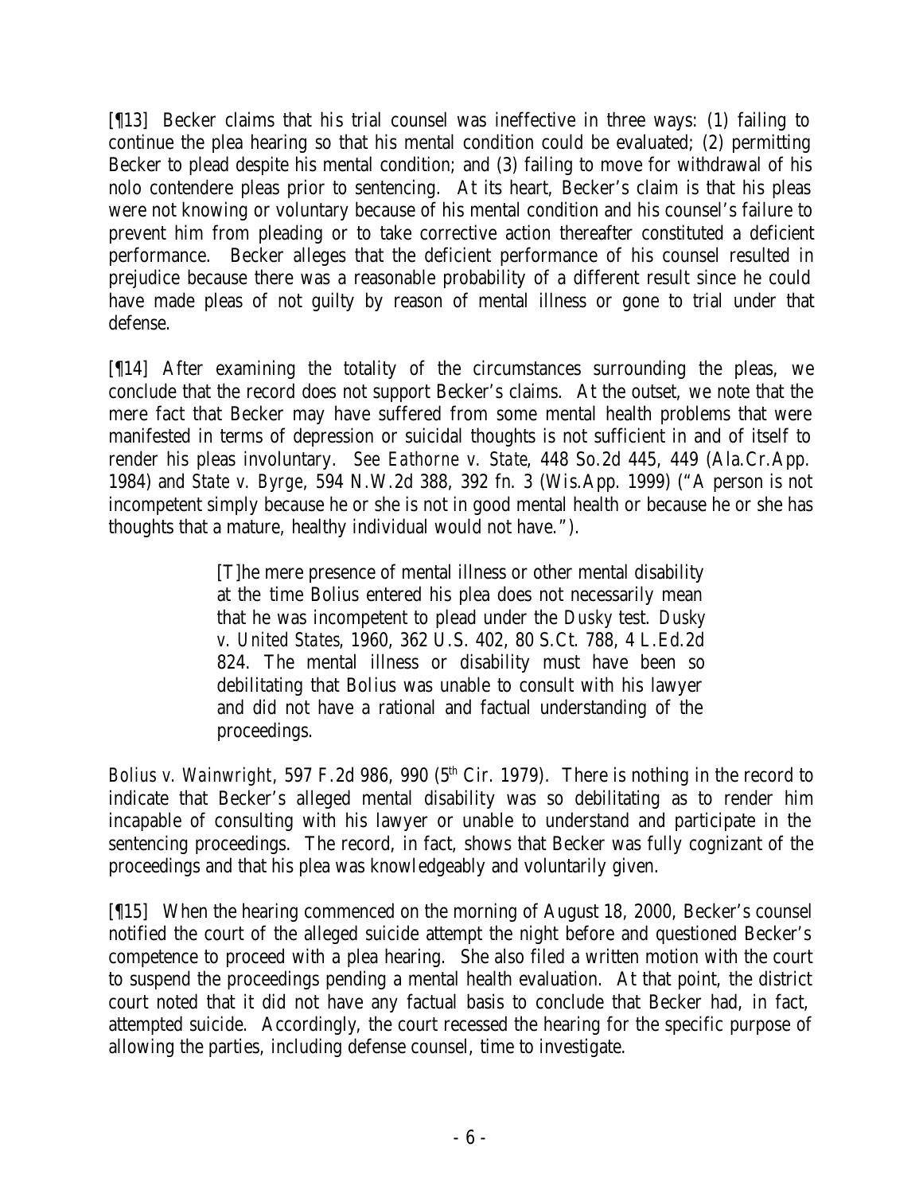[¶13] Becker claims that his trial counsel was ineffective in three ways: (1) failing to continue the plea hearing so that his mental condition could be evaluated; (2) permitting Becker to plead despite his mental condition; and (3) failing to move for withdrawal of his nolo contendere pleas prior to sentencing. At its heart, Becker's claim is that his pleas were not knowing or voluntary because of his mental condition and his counsel's failure to prevent him from pleading or to take corrective action thereafter constituted a deficient performance. Becker alleges that the deficient performance of his counsel resulted in prejudice because there was a reasonable probability of a different result since he could have made pleas of not guilty by reason of mental illness or gone to trial under that defense.

[¶14] After examining the totality of the circumstances surrounding the pleas, we conclude that the record does not support Becker's claims. At the outset, we note that the mere fact that Becker may have suffered from some mental health problems that were manifested in terms of depression or suicidal thoughts is not sufficient in and of itself to render his pleas involuntary. *See Eathorne v. State*, 448 So.2d 445, 449 (Ala.Cr.App. 1984) and *State v. Byrge*, 594 N.W.2d 388, 392 fn. 3 (Wis.App. 1999) ("A person is not incompetent simply because he or she is not in good mental health or because he or she has thoughts that a mature, healthy individual would not have.").

> [T]he mere presence of mental illness or other mental disability at the time Bolius entered his plea does not necessarily mean that he was incompetent to plead under the *Dusky* test. *Dusky v. United States*, 1960, 362 U.S. 402, 80 S.Ct. 788, 4 L.Ed.2d 824. The mental illness or disability must have been so debilitating that Bolius was unable to consult with his lawyer and did not have a rational and factual understanding of the proceedings.

*Bolius v. Wainwright*, 597 F.2d 986, 990 (5th Cir. 1979). There is nothing in the record to indicate that Becker's alleged mental disability was so debilitating as to render him incapable of consulting with his lawyer or unable to understand and participate in the sentencing proceedings. The record, in fact, shows that Becker was fully cognizant of the proceedings and that his plea was knowledgeably and voluntarily given.

[¶15] When the hearing commenced on the morning of August 18, 2000, Becker's counsel notified the court of the alleged suicide attempt the night before and questioned Becker's competence to proceed with a plea hearing. She also filed a written motion with the court to suspend the proceedings pending a mental health evaluation. At that point, the district court noted that it did not have any factual basis to conclude that Becker had, in fact, attempted suicide. Accordingly, the court recessed the hearing for the specific purpose of allowing the parties, including defense counsel, time to investigate.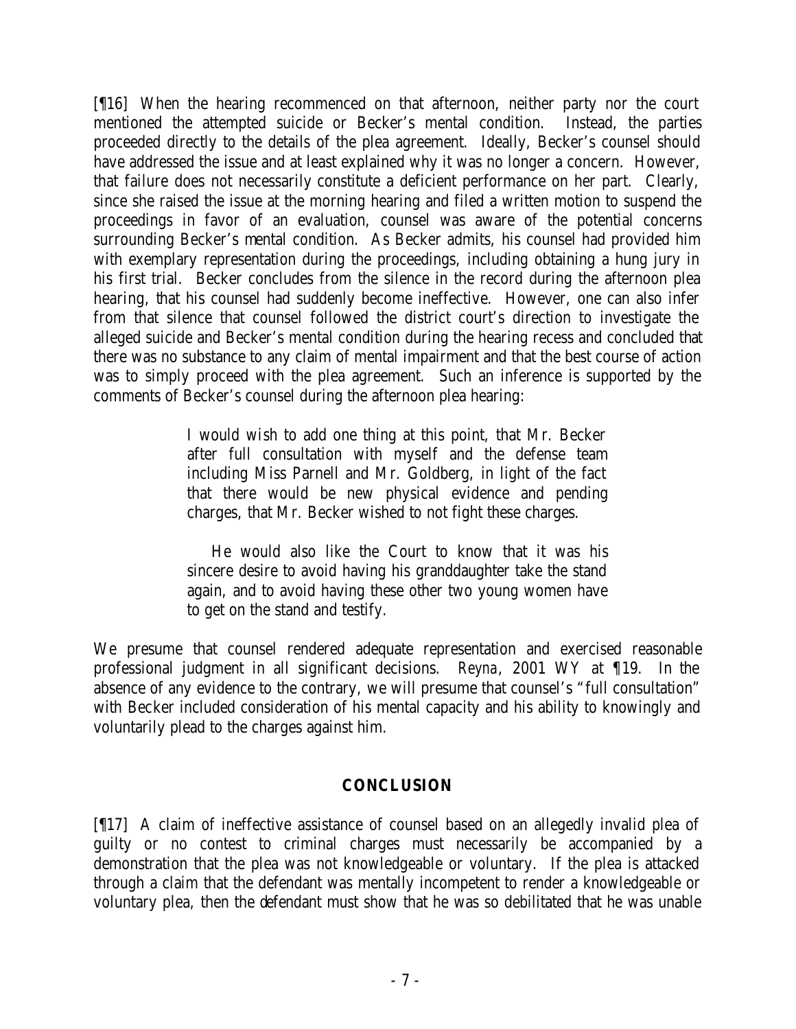[¶16] When the hearing recommenced on that afternoon, neither party nor the court mentioned the attempted suicide or Becker's mental condition. Instead, the parties proceeded directly to the details of the plea agreement. Ideally, Becker's counsel should have addressed the issue and at least explained why it was no longer a concern. However, that failure does not necessarily constitute a deficient performance on her part. Clearly, since she raised the issue at the morning hearing and filed a written motion to suspend the proceedings in favor of an evaluation, counsel was aware of the potential concerns surrounding Becker's mental condition. As Becker admits, his counsel had provided him with exemplary representation during the proceedings, including obtaining a hung jury in his first trial. Becker concludes from the silence in the record during the afternoon plea hearing, that his counsel had suddenly become ineffective. However, one can also infer from that silence that counsel followed the district court's direction to investigate the alleged suicide and Becker's mental condition during the hearing recess and concluded that there was no substance to any claim of mental impairment and that the best course of action was to simply proceed with the plea agreement. Such an inference is supported by the comments of Becker's counsel during the afternoon plea hearing:

> I would wish to add one thing at this point, that Mr. Becker after full consultation with myself and the defense team including Miss Parnell and Mr. Goldberg, in light of the fact that there would be new physical evidence and pending charges, that Mr. Becker wished to not fight these charges.
>
> He would also like the Court to know that it was his sincere desire to avoid having his granddaughter take the stand again, and to avoid having these other two young women have to get on the stand and testify.

We presume that counsel rendered adequate representation and exercised reasonable professional judgment in all significant decisions. *Reyna*, 2001 WY at ¶19. In the absence of any evidence to the contrary, we will presume that counsel's "full consultation" with Becker included consideration of his mental capacity and his ability to knowingly and voluntarily plead to the charges against him.

## CONCLUSION

[¶17] A claim of ineffective assistance of counsel based on an allegedly invalid plea of guilty or no contest to criminal charges must necessarily be accompanied by a demonstration that the plea was not knowledgeable or voluntary. If the plea is attacked through a claim that the defendant was mentally incompetent to render a knowledgeable or voluntary plea, then the defendant must show that he was so debilitated that he was unable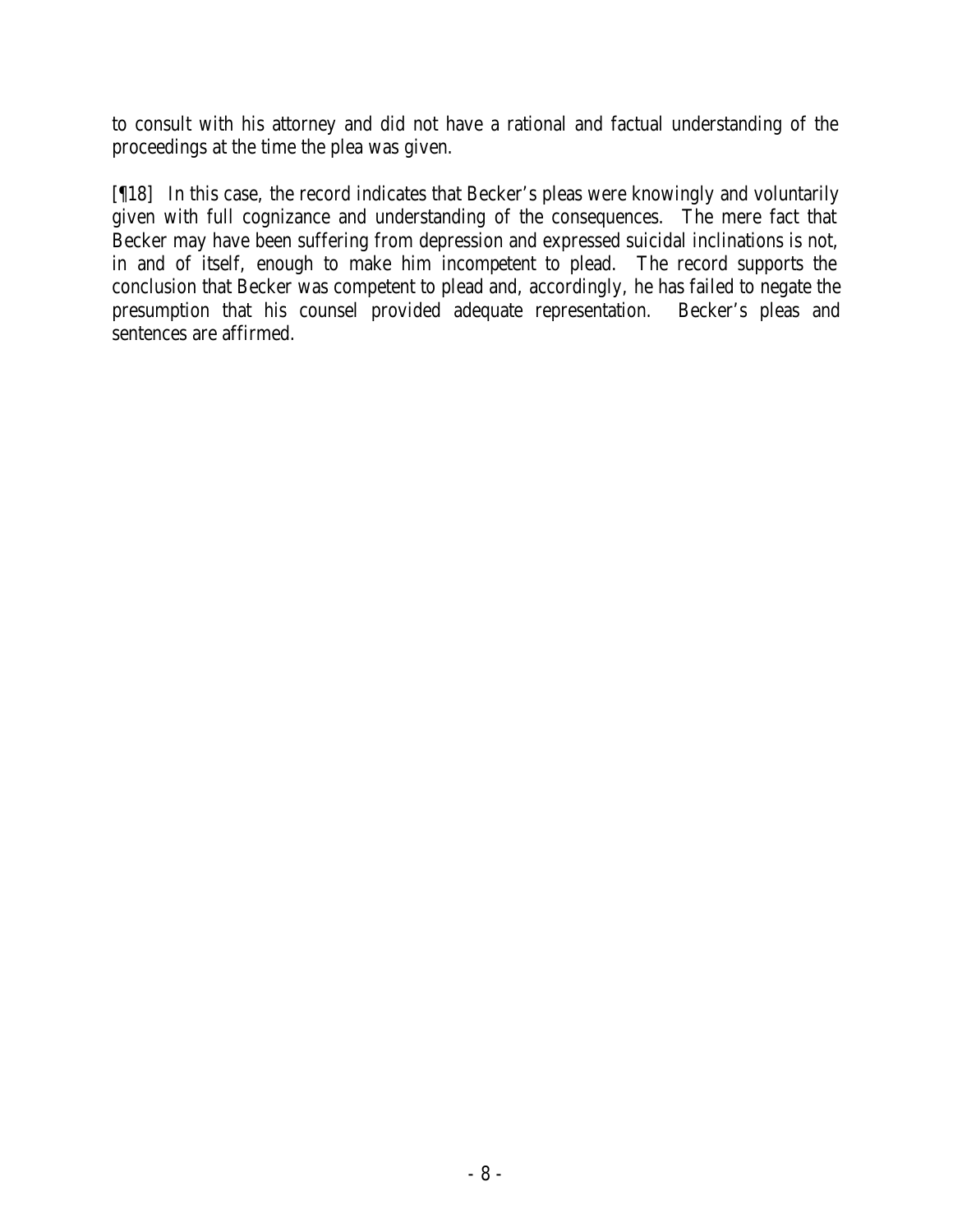to consult with his attorney and did not have a rational and factual understanding of the proceedings at the time the plea was given.

[¶18] In this case, the record indicates that Becker's pleas were knowingly and voluntarily given with full cognizance and understanding of the consequences. The mere fact that Becker may have been suffering from depression and expressed suicidal inclinations is not, in and of itself, enough to make him incompetent to plead. The record supports the conclusion that Becker was competent to plead and, accordingly, he has failed to negate the presumption that his counsel provided adequate representation. Becker's pleas and sentences are affirmed.